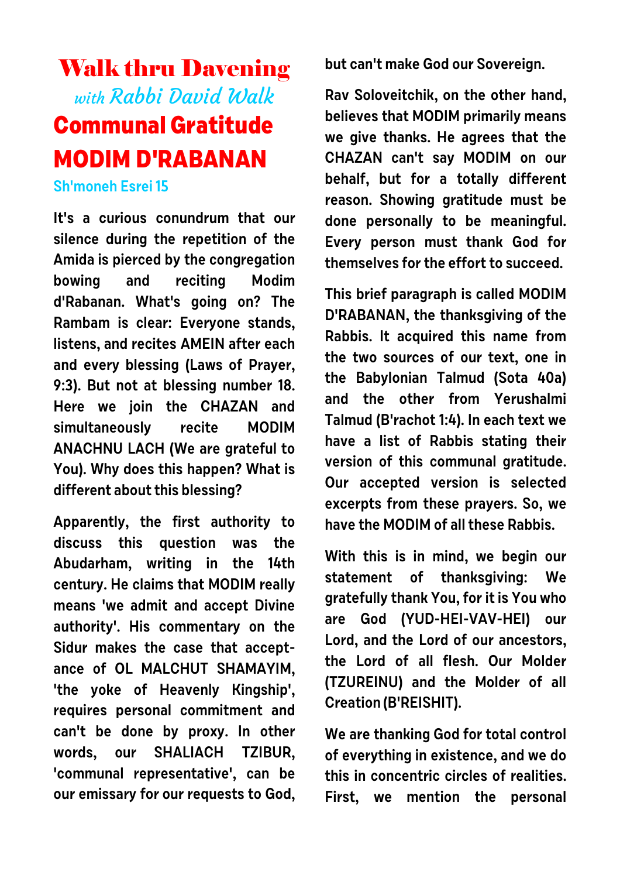# Walk thru Davening

*with Rabbi David Walk*

# Communal Gratitude

# MODIM D'RABANAN

### Sh'moneh Esrei 15

It's a curious conundrum that our silence during the repetition of the Amida is pierced by the congregation bowing and reciting Modim d'Rabanan. What's going on? The Rambam is clear: Everyone stands, listens, and recites AMEIN after each and every blessing (Laws of Prayer, 9:3). But not at blessing number 18. Here we join the CHAZAN and simultaneously recite MODIM ANACHNU LACH (We are grateful to You). Why does this happen? What is different about this blessing?

Apparently, the first authority to discuss this question was the Abudarham, writing in the 14th century. He claims that MODIM really means 'we admit and accept Divine authority'. His commentary on the Sidur makes the case that acceptance of OL MALCHUT SHAMAYIM, 'the yoke of Heavenly Kingship', requires personal commitment and can't be done by proxy. In other words, our SHALIACH TZIBUR, 'communal representative', can be our emissary for our requests to God, but can't make God our Sovereign.

Rav Soloveitchik, on the other hand, believes that MODIM primarily means we give thanks. He agrees that the CHAZAN can't say MODIM on our behalf, but for a totally different reason. Showing gratitude must be done personally to be meaningful. Every person must thank God for themselves for the effort to succeed.

This brief paragraph is called MODIM D'RABANAN, the thanksgiving of the Rabbis. It acquired this name from the two sources of our text, one in the Babylonian Talmud (Sota 40a) and the other from Yerushalmi Talmud (B'rachot 1:4). In each text we have a list of Rabbis stating their version of this communal gratitude. Our accepted version is selected excerpts from these prayers. So, we have the MODIM of all these Rabbis.

With this is in mind, we begin our statement of thanksgiving: We gratefully thank You, for it is You who are God (YUD-HEI-VAV-HEI) our Lord, and the Lord of our ancestors, the Lord of all flesh. Our Molder (TZUREINU) and the Molder of all Creation (B'REISHIT).

We are thanking God for total control of everything in existence, and we do this in concentric circles of realities. First, we mention the personal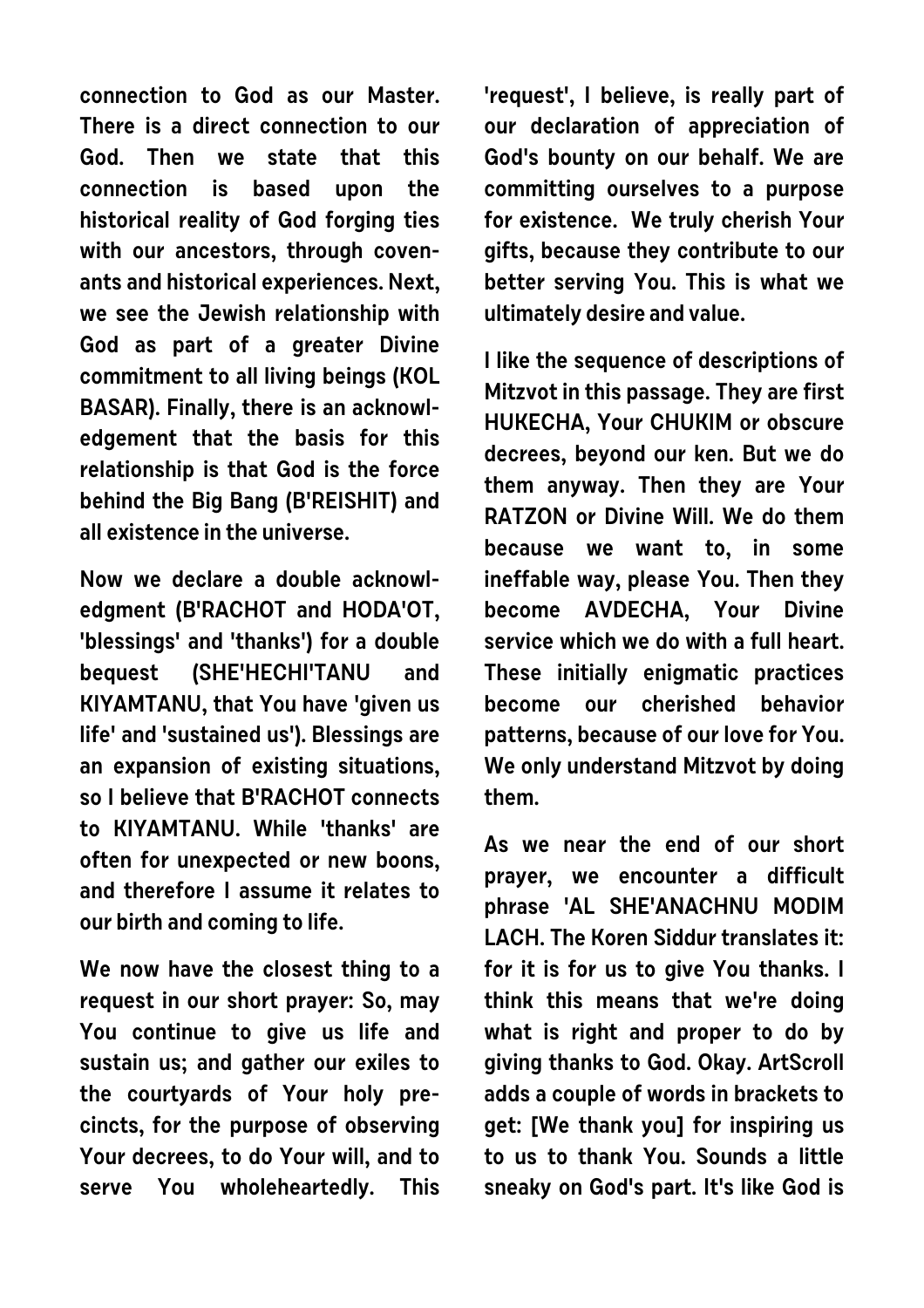connection to God as our Master. There is a direct connection to our God. Then we state that this connection is based upon the historical reality of God forging ties with our ancestors, through covenants and historical experiences. Next, we see the Jewish relationship with God as part of a greater Divine commitment to all living beings (KOL BASAR). Finally, there is an acknowledgement that the basis for this relationship is that God is the force behind the Big Bang (B'REISHIT) and all existence in the universe.

Now we declare a double acknowledgment (B'RACHOT and HODA'OT, 'blessings' and 'thanks') for a double bequest (SHE'HECHI'TANU and KIYAMTANU, that You have 'given us life' and 'sustained us'). Blessings are an expansion of existing situations, so I believe that B'RACHOT connects to KIYAMTANU. While 'thanks' are often for unexpected or new boons, and therefore I assume it relates to our birth and coming to life.

We now have the closest thing to a request in our short prayer: So, may You continue to give us life and sustain us; and gather our exiles to the courtyards of Your holy precincts, for the purpose of observing Your decrees, to do Your will, and to serve You wholeheartedly. This 'request', I believe, is really part of our declaration of appreciation of God's bounty on our behalf. We are committing ourselves to a purpose for existence. We truly cherish Your gifts, because they contribute to our better serving You. This is what we ultimately desire and value.

I like the sequence of descriptions of Mitzvot in this passage. They are first HUKECHA, Your CHUKIM or obscure decrees, beyond our ken. But we do them anyway. Then they are Your RATZON or Divine Will. We do them because we want to, in some ineffable way, please You. Then they become AVDECHA, Your Divine service which we do with a full heart. These initially enigmatic practices become our cherished behavior patterns, because of our love for You. We only understand Mitzvot by doing them.

As we near the end of our short prayer, we encounter a difficult phrase 'AL SHE'ANACHNU MODIM LACH. The Koren Siddur translates it: for it is for us to give You thanks. I think this means that we're doing what is right and proper to do by giving thanks to God. Okay. ArtScroll adds a couple of words in brackets to get: [We thank you] for inspiring us to us to thank You. Sounds a little sneaky on God's part. It's like God is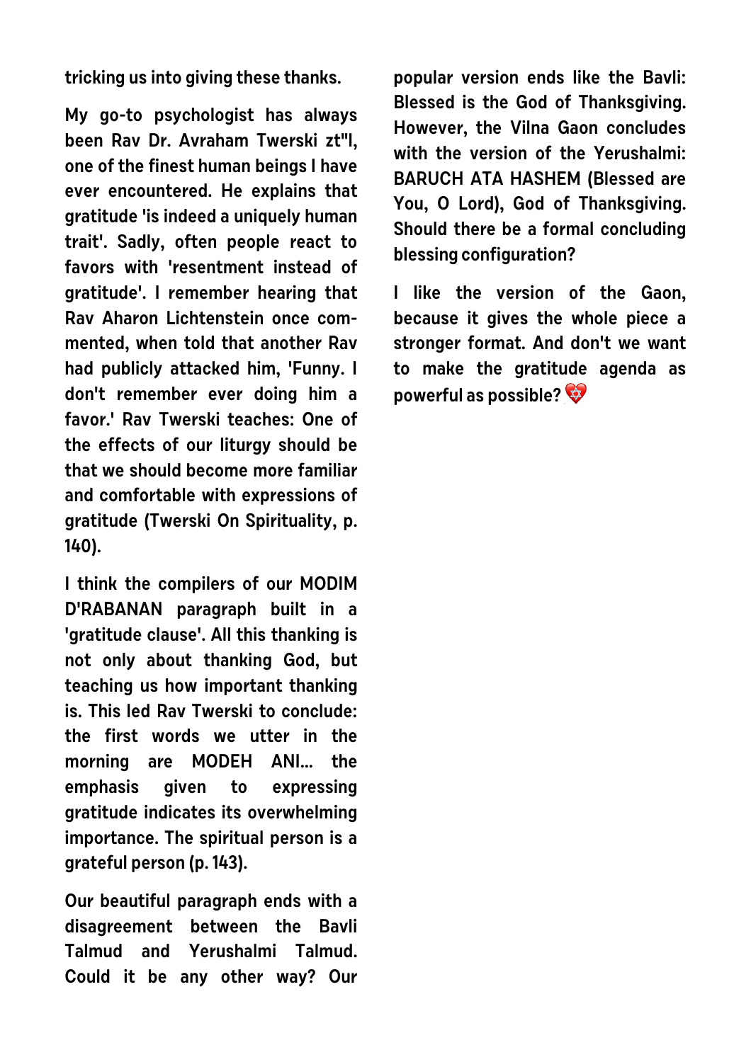tricking us into giving these thanks.

My go-to psychologist has always been Rav Dr. Avraham Twerski zt"l, one of the finest human beings I have ever encountered. He explains that gratitude 'is indeed a uniquely human trait'. Sadly, often people react to favors with 'resentment instead of gratitude'. I remember hearing that Rav Aharon Lichtenstein once commented, when told that another Rav had publicly attacked him, 'Funny. I don't remember ever doing him a favor.' Rav Twerski teaches: One of the effects of our liturgy should be that we should become more familiar and comfortable with expressions of gratitude (Twerski On Spirituality, p. 140).

I think the compilers of our MODIM D'RABANAN paragraph built in a 'gratitude clause'. All this thanking is not only about thanking God, but teaching us how important thanking is. This led Rav Twerski to conclude: the first words we utter in the morning are MODEH ANI... the emphasis given to expressing gratitude indicates its overwhelming importance. The spiritual person is a grateful person (p. 143).

Our beautiful paragraph ends with a disagreement between the Bavli Talmud and Yerushalmi Talmud. Could it be any other way? Our popular version ends like the Bavli: Blessed is the God of Thanksgiving. However, the Vilna Gaon concludes with the version of the Yerushalmi: BARUCH ATA HASHEM (Blessed are You, O Lord), God of Thanksgiving. Should there be a formal concluding blessing configuration?

I like the version of the Gaon, because it gives the whole piece a stronger format. And don't we want to make the gratitude agenda as powerful as possible? 💟